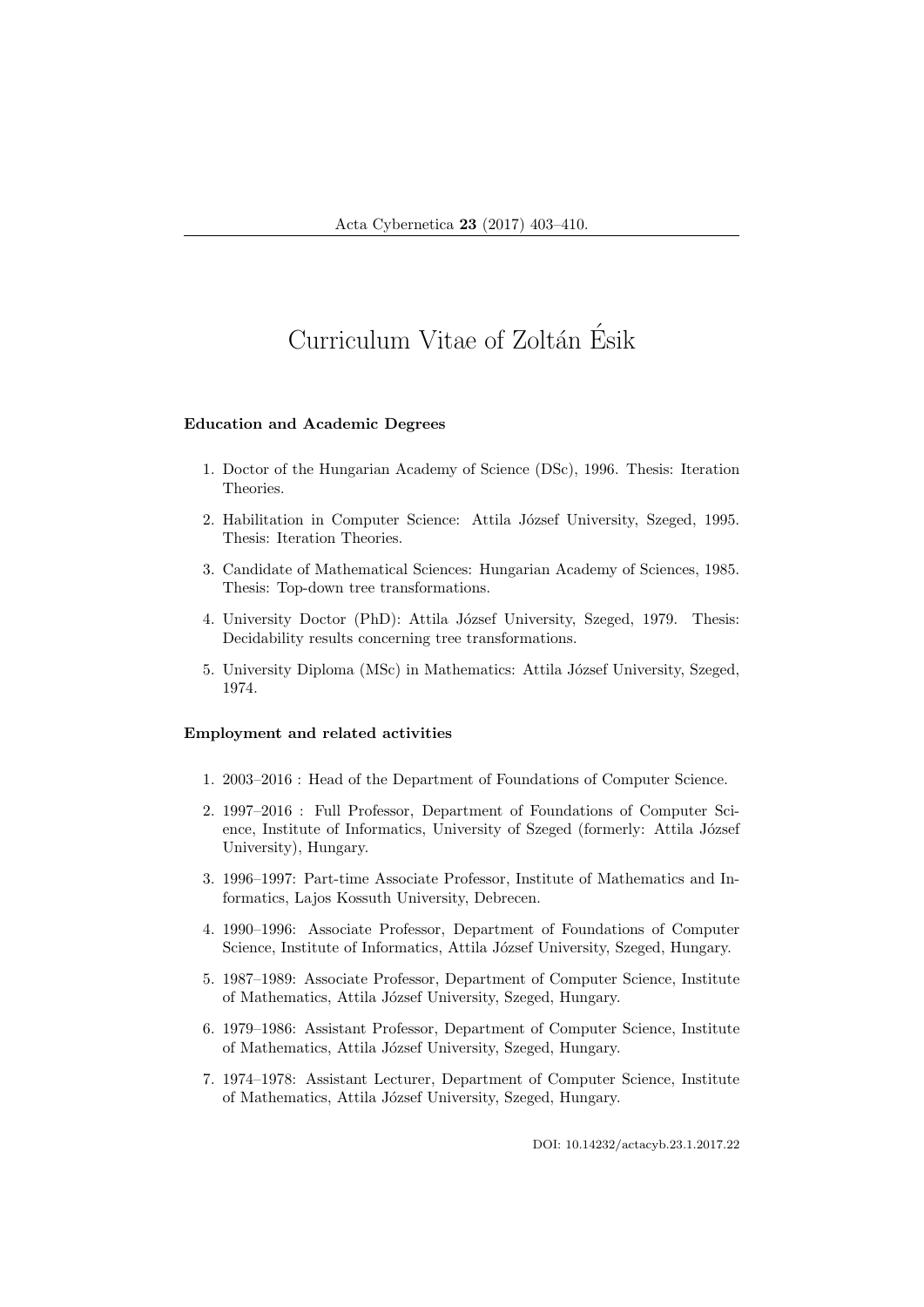# Curriculum Vitae of Zoltán Ésik

**Education and Academic Degrees**

1. Doctor of the Hungarian Academy of Science (DSc), 1996. Thesis: Iteration Theories.
2. Habilitation in Computer Science: Attila József University, Szeged, 1995. Thesis: Iteration Theories.
3. Candidate of Mathematical Sciences: Hungarian Academy of Sciences, 1985. Thesis: Top-down tree transformations.
4. University Doctor (PhD): Attila József University, Szeged, 1979. Thesis: Decidability results concerning tree transformations.
5. University Diploma (MSc) in Mathematics: Attila József University, Szeged, 1974.

**Employment and related activities**

1. 2003–2016 : Head of the Department of Foundations of Computer Science.
2. 1997–2016 : Full Professor, Department of Foundations of Computer Science, Institute of Informatics, University of Szeged (formerly: Attila József University), Hungary.
3. 1996–1997: Part-time Associate Professor, Institute of Mathematics and Informatics, Lajos Kossuth University, Debrecen.
4. 1990–1996: Associate Professor, Department of Foundations of Computer Science, Institute of Informatics, Attila József University, Szeged, Hungary.
5. 1987–1989: Associate Professor, Department of Computer Science, Institute of Mathematics, Attila József University, Szeged, Hungary.
6. 1979–1986: Assistant Professor, Department of Computer Science, Institute of Mathematics, Attila József University, Szeged, Hungary.
7. 1974–1978: Assistant Lecturer, Department of Computer Science, Institute of Mathematics, Attila József University, Szeged, Hungary.

DOI: 10.14232/actacyb.23.1.2017.22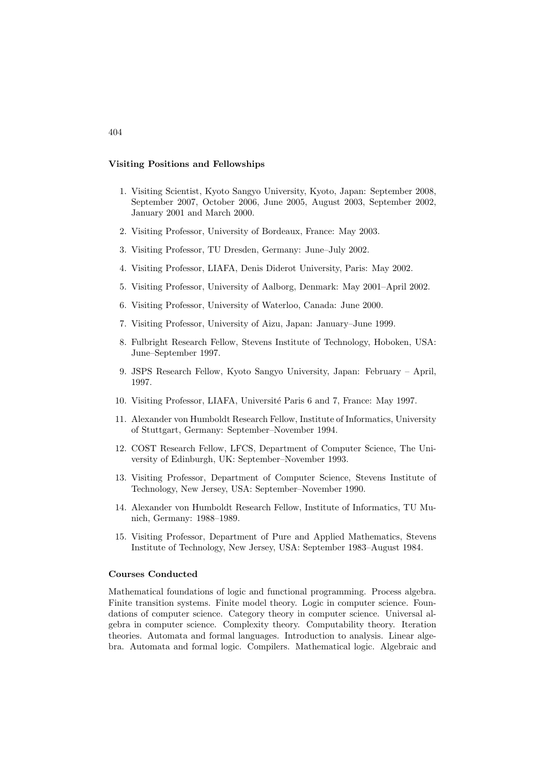### Visiting Positions and Fellowships

1. Visiting Scientist, Kyoto Sangyo University, Kyoto, Japan: September 2008, September 2007, October 2006, June 2005, August 2003, September 2002, January 2001 and March 2000.
2. Visiting Professor, University of Bordeaux, France: May 2003.
3. Visiting Professor, TU Dresden, Germany: June–July 2002.
4. Visiting Professor, LIAFA, Denis Diderot University, Paris: May 2002.
5. Visiting Professor, University of Aalborg, Denmark: May 2001–April 2002.
6. Visiting Professor, University of Waterloo, Canada: June 2000.
7. Visiting Professor, University of Aizu, Japan: January–June 1999.
8. Fulbright Research Fellow, Stevens Institute of Technology, Hoboken, USA: June–September 1997.
9. JSPS Research Fellow, Kyoto Sangyo University, Japan: February – April, 1997.
10. Visiting Professor, LIAFA, Université Paris 6 and 7, France: May 1997.
11. Alexander von Humboldt Research Fellow, Institute of Informatics, University of Stuttgart, Germany: September–November 1994.
12. COST Research Fellow, LFCS, Department of Computer Science, The University of Edinburgh, UK: September–November 1993.
13. Visiting Professor, Department of Computer Science, Stevens Institute of Technology, New Jersey, USA: September–November 1990.
14. Alexander von Humboldt Research Fellow, Institute of Informatics, TU Munich, Germany: 1988–1989.
15. Visiting Professor, Department of Pure and Applied Mathematics, Stevens Institute of Technology, New Jersey, USA: September 1983–August 1984.

### Courses Conducted

Mathematical foundations of logic and functional programming. Process algebra. Finite transition systems. Finite model theory. Logic in computer science. Foundations of computer science. Category theory in computer science. Universal algebra in computer science. Complexity theory. Computability theory. Iteration theories. Automata and formal languages. Introduction to analysis. Linear algebra. Automata and formal logic. Compilers. Mathematical logic. Algebraic and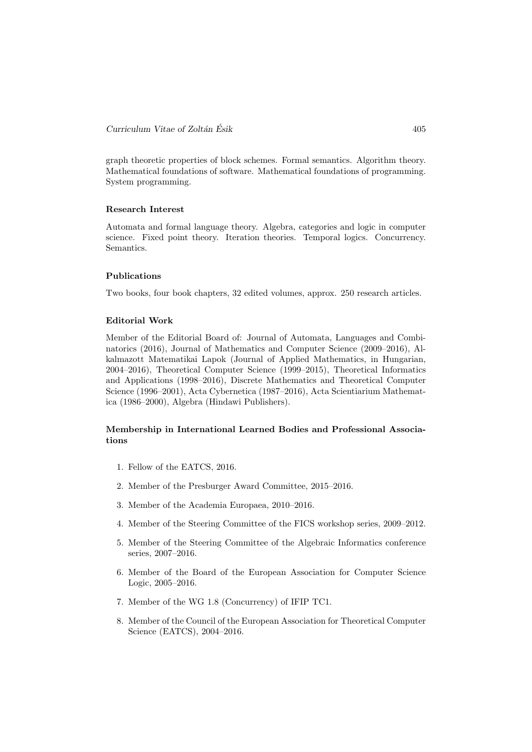graph theoretic properties of block schemes. Formal semantics. Algorithm theory. Mathematical foundations of software. Mathematical foundations of programming. System programming.

### Research Interest

Automata and formal language theory. Algebra, categories and logic in computer science. Fixed point theory. Iteration theories. Temporal logics. Concurrency. Semantics.

### Publications

Two books, four book chapters, 32 edited volumes, approx. 250 research articles.

### Editorial Work

Member of the Editorial Board of: Journal of Automata, Languages and Combinatorics (2016), Journal of Mathematics and Computer Science (2009–2016), Alkalmazott Matematikai Lapok (Journal of Applied Mathematics, in Hungarian, 2004–2016), Theoretical Computer Science (1999–2015), Theoretical Informatics and Applications (1998–2016), Discrete Mathematics and Theoretical Computer Science (1996–2001), Acta Cybernetica (1987–2016), Acta Scientiarium Mathematica (1986–2000), Algebra (Hindawi Publishers).

### Membership in International Learned Bodies and Professional Associations

1. Fellow of the EATCS, 2016.
2. Member of the Presburger Award Committee, 2015–2016.
3. Member of the Academia Europaea, 2010–2016.
4. Member of the Steering Committee of the FICS workshop series, 2009–2012.
5. Member of the Steering Committee of the Algebraic Informatics conference series, 2007–2016.
6. Member of the Board of the European Association for Computer Science Logic, 2005–2016.
7. Member of the WG 1.8 (Concurrency) of IFIP TC1.
8. Member of the Council of the European Association for Theoretical Computer Science (EATCS), 2004–2016.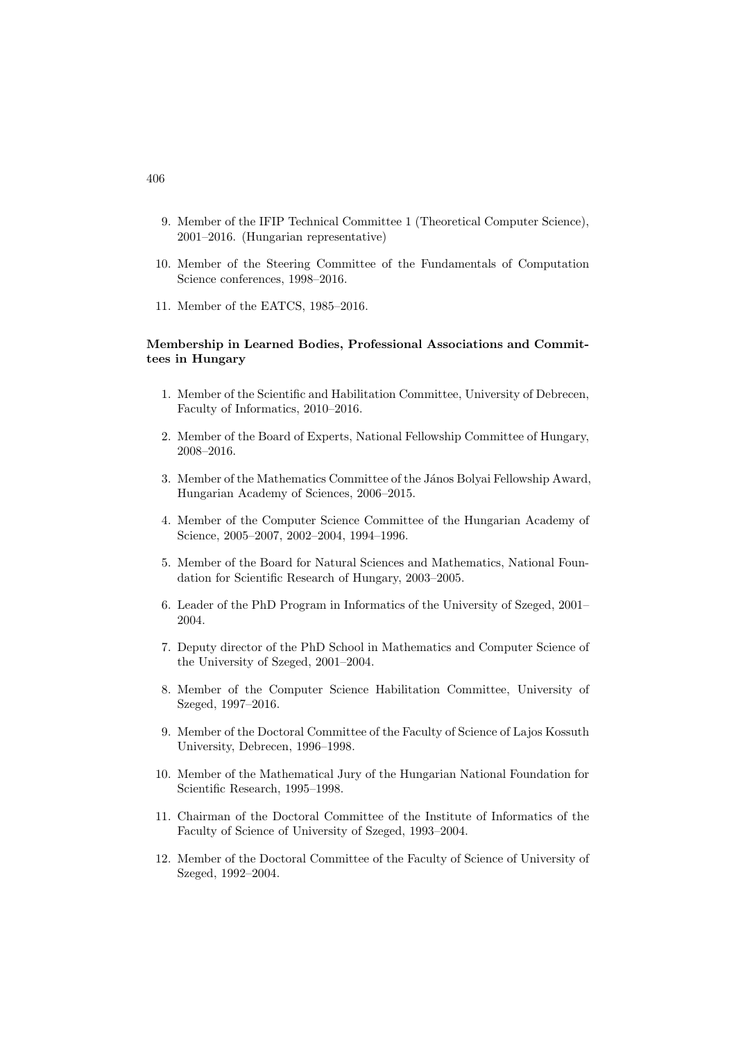9. Member of the IFIP Technical Committee 1 (Theoretical Computer Science), 2001–2016. (Hungarian representative)

10. Member of the Steering Committee of the Fundamentals of Computation Science conferences, 1998–2016.

11. Member of the EATCS, 1985–2016.

**Membership in Learned Bodies, Professional Associations and Committees in Hungary**

1. Member of the Scientific and Habilitation Committee, University of Debrecen, Faculty of Informatics, 2010–2016.

2. Member of the Board of Experts, National Fellowship Committee of Hungary, 2008–2016.

3. Member of the Mathematics Committee of the János Bolyai Fellowship Award, Hungarian Academy of Sciences, 2006–2015.

4. Member of the Computer Science Committee of the Hungarian Academy of Science, 2005–2007, 2002–2004, 1994–1996.

5. Member of the Board for Natural Sciences and Mathematics, National Foundation for Scientific Research of Hungary, 2003–2005.

6. Leader of the PhD Program in Informatics of the University of Szeged, 2001–2004.

7. Deputy director of the PhD School in Mathematics and Computer Science of the University of Szeged, 2001–2004.

8. Member of the Computer Science Habilitation Committee, University of Szeged, 1997–2016.

9. Member of the Doctoral Committee of the Faculty of Science of Lajos Kossuth University, Debrecen, 1996–1998.

10. Member of the Mathematical Jury of the Hungarian National Foundation for Scientific Research, 1995–1998.

11. Chairman of the Doctoral Committee of the Institute of Informatics of the Faculty of Science of University of Szeged, 1993–2004.

12. Member of the Doctoral Committee of the Faculty of Science of University of Szeged, 1992–2004.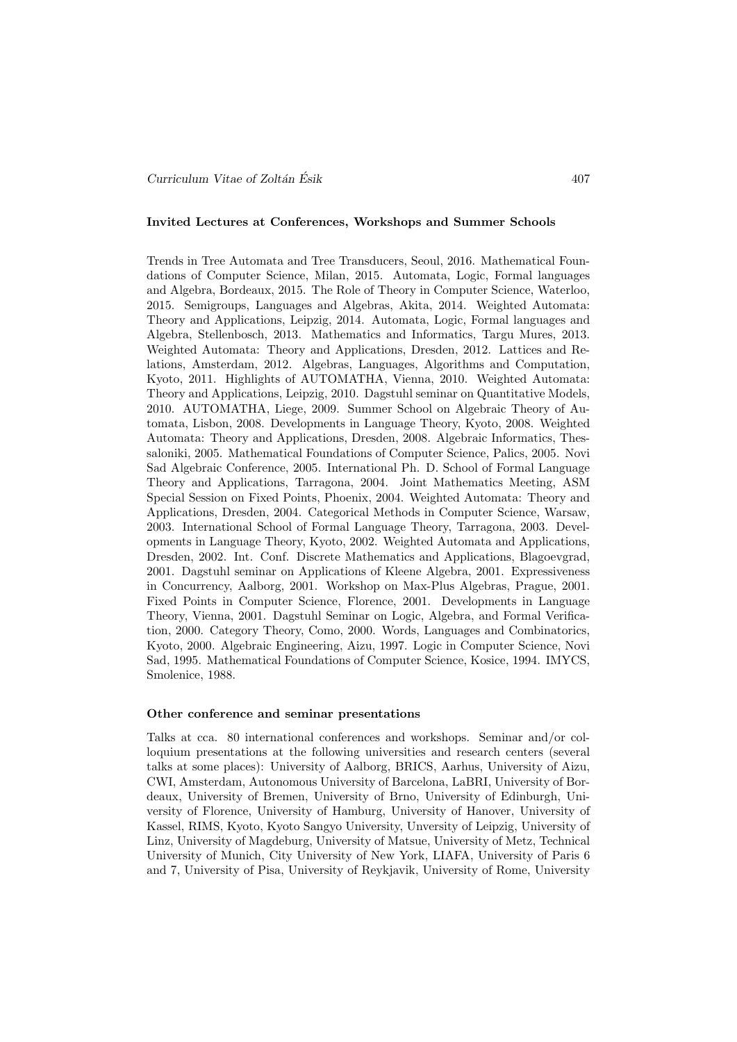**Invited Lectures at Conferences, Workshops and Summer Schools**

Trends in Tree Automata and Tree Transducers, Seoul, 2016. Mathematical Foundations of Computer Science, Milan, 2015. Automata, Logic, Formal languages and Algebra, Bordeaux, 2015. The Role of Theory in Computer Science, Waterloo, 2015. Semigroups, Languages and Algebras, Akita, 2014. Weighted Automata: Theory and Applications, Leipzig, 2014. Automata, Logic, Formal languages and Algebra, Stellenbosch, 2013. Mathematics and Informatics, Targu Mures, 2013. Weighted Automata: Theory and Applications, Dresden, 2012. Lattices and Relations, Amsterdam, 2012. Algebras, Languages, Algorithms and Computation, Kyoto, 2011. Highlights of AUTOMATHA, Vienna, 2010. Weighted Automata: Theory and Applications, Leipzig, 2010. Dagstuhl seminar on Quantitative Models, 2010. AUTOMATHA, Liege, 2009. Summer School on Algebraic Theory of Automata, Lisbon, 2008. Developments in Language Theory, Kyoto, 2008. Weighted Automata: Theory and Applications, Dresden, 2008. Algebraic Informatics, Thessaloniki, 2005. Mathematical Foundations of Computer Science, Palics, 2005. Novi Sad Algebraic Conference, 2005. International Ph. D. School of Formal Language Theory and Applications, Tarragona, 2004. Joint Mathematics Meeting, ASM Special Session on Fixed Points, Phoenix, 2004. Weighted Automata: Theory and Applications, Dresden, 2004. Categorical Methods in Computer Science, Warsaw, 2003. International School of Formal Language Theory, Tarragona, 2003. Developments in Language Theory, Kyoto, 2002. Weighted Automata and Applications, Dresden, 2002. Int. Conf. Discrete Mathematics and Applications, Blagoevgrad, 2001. Dagstuhl seminar on Applications of Kleene Algebra, 2001. Expressiveness in Concurrency, Aalborg, 2001. Workshop on Max-Plus Algebras, Prague, 2001. Fixed Points in Computer Science, Florence, 2001. Developments in Language Theory, Vienna, 2001. Dagstuhl Seminar on Logic, Algebra, and Formal Verification, 2000. Category Theory, Como, 2000. Words, Languages and Combinatorics, Kyoto, 2000. Algebraic Engineering, Aizu, 1997. Logic in Computer Science, Novi Sad, 1995. Mathematical Foundations of Computer Science, Kosice, 1994. IMYCS, Smolenice, 1988.

**Other conference and seminar presentations**

Talks at cca. 80 international conferences and workshops. Seminar and/or colloquium presentations at the following universities and research centers (several talks at some places): University of Aalborg, BRICS, Aarhus, University of Aizu, CWI, Amsterdam, Autonomous University of Barcelona, LaBRI, University of Bordeaux, University of Bremen, University of Brno, University of Edinburgh, University of Florence, University of Hamburg, University of Hanover, University of Kassel, RIMS, Kyoto, Kyoto Sangyo University, Unversity of Leipzig, University of Linz, University of Magdeburg, University of Matsue, University of Metz, Technical University of Munich, City University of New York, LIAFA, University of Paris 6 and 7, University of Pisa, University of Reykjavik, University of Rome, University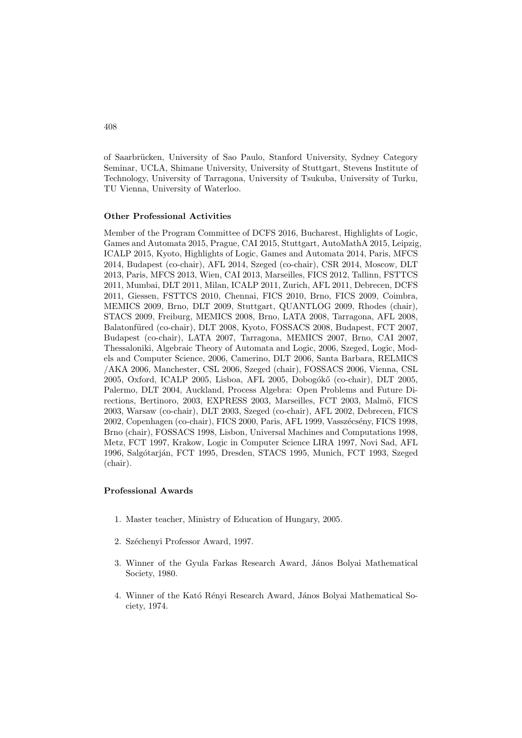of Saarbrücken, University of Sao Paulo, Stanford University, Sydney Category Seminar, UCLA, Shimane University, University of Stuttgart, Stevens Institute of Technology, University of Tarragona, University of Tsukuba, University of Turku, TU Vienna, University of Waterloo.

**Other Professional Activities**

Member of the Program Committee of DCFS 2016, Bucharest, Highlights of Logic, Games and Automata 2015, Prague, CAI 2015, Stuttgart, AutoMathA 2015, Leipzig, ICALP 2015, Kyoto, Highlights of Logic, Games and Automata 2014, Paris, MFCS 2014, Budapest (co-chair), AFL 2014, Szeged (co-chair), CSR 2014, Moscow, DLT 2013, Paris, MFCS 2013, Wien, CAI 2013, Marseilles, FICS 2012, Tallinn, FSTTCS 2011, Mumbai, DLT 2011, Milan, ICALP 2011, Zurich, AFL 2011, Debrecen, DCFS 2011, Giessen, FSTTCS 2010, Chennai, FICS 2010, Brno, FICS 2009, Coimbra, MEMICS 2009, Brno, DLT 2009, Stuttgart, QUANTLOG 2009, Rhodes (chair), STACS 2009, Freiburg, MEMICS 2008, Brno, LATA 2008, Tarragona, AFL 2008, Balatonfüred (co-chair), DLT 2008, Kyoto, FOSSACS 2008, Budapest, FCT 2007, Budapest (co-chair), LATA 2007, Tarragona, MEMICS 2007, Brno, CAI 2007, Thessaloniki, Algebraic Theory of Automata and Logic, 2006, Szeged, Logic, Models and Computer Science, 2006, Camerino, DLT 2006, Santa Barbara, RELMICS /AKA 2006, Manchester, CSL 2006, Szeged (chair), FOSSACS 2006, Vienna, CSL 2005, Oxford, ICALP 2005, Lisboa, AFL 2005, Dobogókő (co-chair), DLT 2005, Palermo, DLT 2004, Auckland, Process Algebra: Open Problems and Future Directions, Bertinoro, 2003, EXPRESS 2003, Marseilles, FCT 2003, Malmö, FICS 2003, Warsaw (co-chair), DLT 2003, Szeged (co-chair), AFL 2002, Debrecen, FICS 2002, Copenhagen (co-chair), FICS 2000, Paris, AFL 1999, Vasszécsény, FICS 1998, Brno (chair), FOSSACS 1998, Lisbon, Universal Machines and Computations 1998, Metz, FCT 1997, Krakow, Logic in Computer Science LIRA 1997, Novi Sad, AFL 1996, Salgótarján, FCT 1995, Dresden, STACS 1995, Munich, FCT 1993, Szeged (chair).

**Professional Awards**

1. Master teacher, Ministry of Education of Hungary, 2005.
2. Széchenyi Professor Award, 1997.
3. Winner of the Gyula Farkas Research Award, János Bolyai Mathematical Society, 1980.
4. Winner of the Kató Rényi Research Award, János Bolyai Mathematical Society, 1974.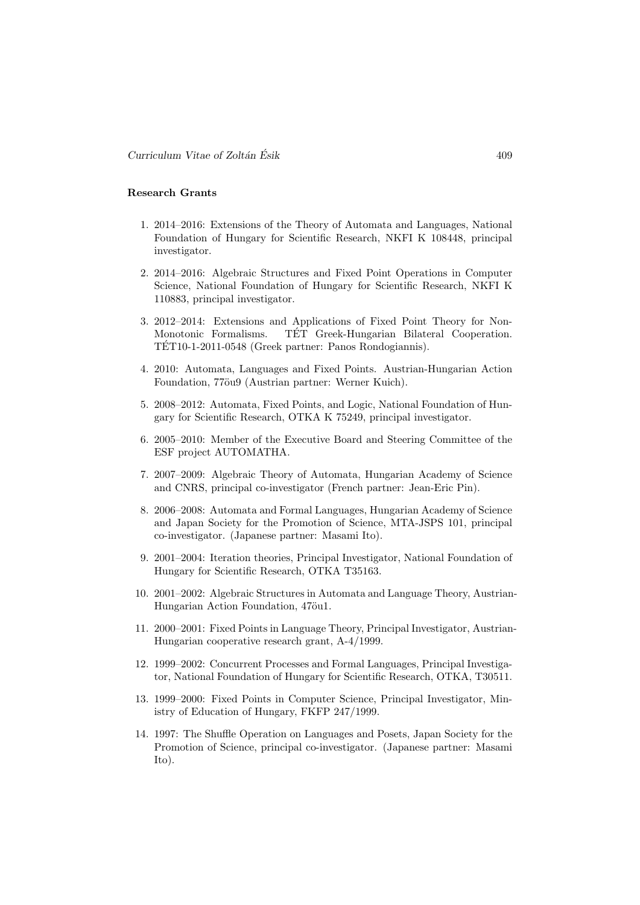**Research Grants**

1. 2014–2016: Extensions of the Theory of Automata and Languages, National Foundation of Hungary for Scientific Research, NKFI K 108448, principal investigator.

2. 2014–2016: Algebraic Structures and Fixed Point Operations in Computer Science, National Foundation of Hungary for Scientific Research, NKFI K 110883, principal investigator.

3. 2012–2014: Extensions and Applications of Fixed Point Theory for Non-Monotonic Formalisms. TÉT Greek-Hungarian Bilateral Cooperation. TÉT10-1-2011-0548 (Greek partner: Panos Rondogiannis).

4. 2010: Automata, Languages and Fixed Points. Austrian-Hungarian Action Foundation, 77öu9 (Austrian partner: Werner Kuich).

5. 2008–2012: Automata, Fixed Points, and Logic, National Foundation of Hungary for Scientific Research, OTKA K 75249, principal investigator.

6. 2005–2010: Member of the Executive Board and Steering Committee of the ESF project AUTOMATHA.

7. 2007–2009: Algebraic Theory of Automata, Hungarian Academy of Science and CNRS, principal co-investigator (French partner: Jean-Eric Pin).

8. 2006–2008: Automata and Formal Languages, Hungarian Academy of Science and Japan Society for the Promotion of Science, MTA-JSPS 101, principal co-investigator. (Japanese partner: Masami Ito).

9. 2001–2004: Iteration theories, Principal Investigator, National Foundation of Hungary for Scientific Research, OTKA T35163.

10. 2001–2002: Algebraic Structures in Automata and Language Theory, Austrian-Hungarian Action Foundation, 47öu1.

11. 2000–2001: Fixed Points in Language Theory, Principal Investigator, Austrian-Hungarian cooperative research grant, A-4/1999.

12. 1999–2002: Concurrent Processes and Formal Languages, Principal Investigator, National Foundation of Hungary for Scientific Research, OTKA, T30511.

13. 1999–2000: Fixed Points in Computer Science, Principal Investigator, Ministry of Education of Hungary, FKFP 247/1999.

14. 1997: The Shuffle Operation on Languages and Posets, Japan Society for the Promotion of Science, principal co-investigator. (Japanese partner: Masami Ito).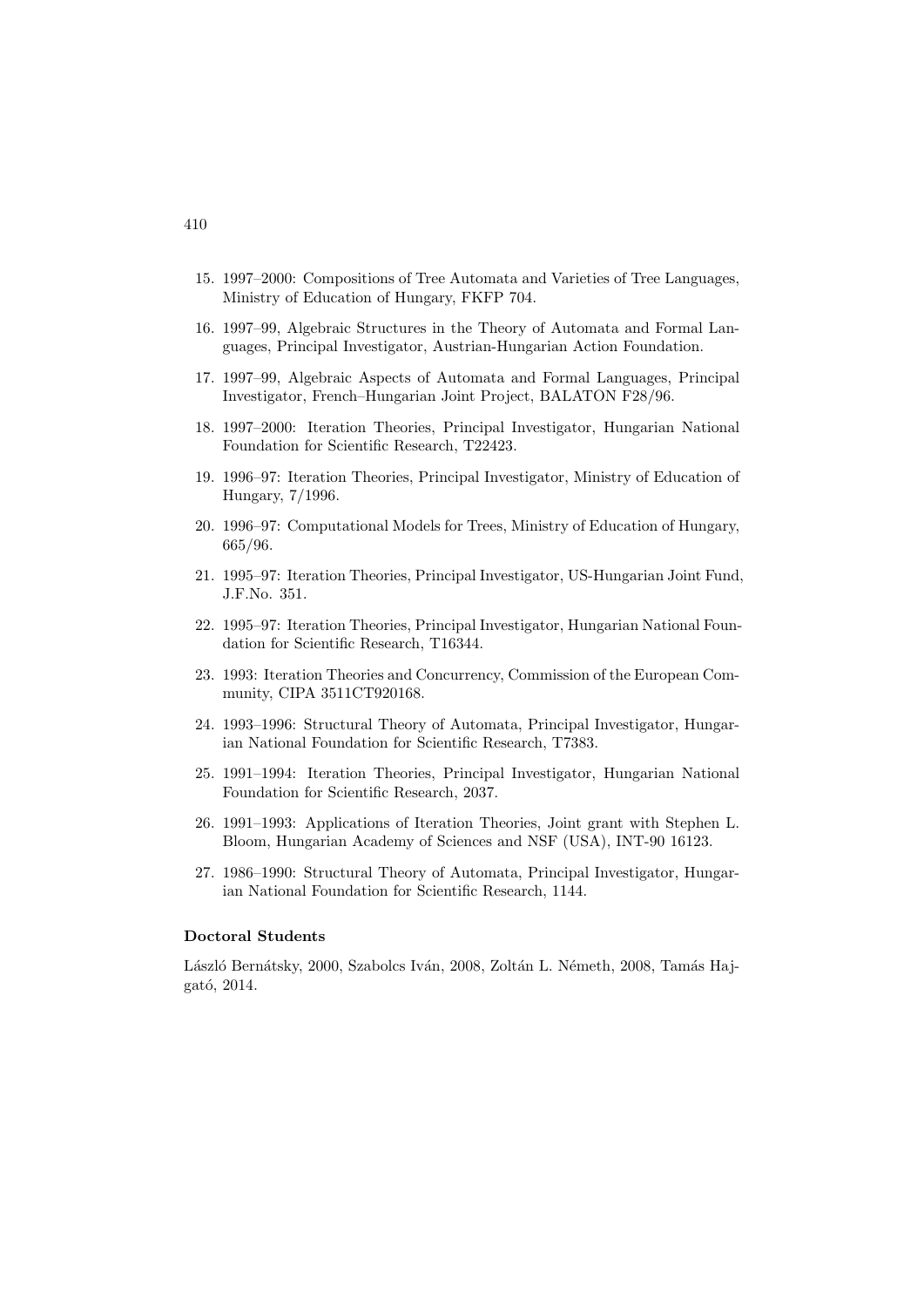15. 1997–2000: Compositions of Tree Automata and Varieties of Tree Languages, Ministry of Education of Hungary, FKFP 704.

16. 1997–99, Algebraic Structures in the Theory of Automata and Formal Languages, Principal Investigator, Austrian-Hungarian Action Foundation.

17. 1997–99, Algebraic Aspects of Automata and Formal Languages, Principal Investigator, French–Hungarian Joint Project, BALATON F28/96.

18. 1997–2000: Iteration Theories, Principal Investigator, Hungarian National Foundation for Scientific Research, T22423.

19. 1996–97: Iteration Theories, Principal Investigator, Ministry of Education of Hungary, 7/1996.

20. 1996–97: Computational Models for Trees, Ministry of Education of Hungary, 665/96.

21. 1995–97: Iteration Theories, Principal Investigator, US-Hungarian Joint Fund, J.F.No. 351.

22. 1995–97: Iteration Theories, Principal Investigator, Hungarian National Foundation for Scientific Research, T16344.

23. 1993: Iteration Theories and Concurrency, Commission of the European Community, CIPA 3511CT920168.

24. 1993–1996: Structural Theory of Automata, Principal Investigator, Hungarian National Foundation for Scientific Research, T7383.

25. 1991–1994: Iteration Theories, Principal Investigator, Hungarian National Foundation for Scientific Research, 2037.

26. 1991–1993: Applications of Iteration Theories, Joint grant with Stephen L. Bloom, Hungarian Academy of Sciences and NSF (USA), INT-90 16123.

27. 1986–1990: Structural Theory of Automata, Principal Investigator, Hungarian National Foundation for Scientific Research, 1144.

**Doctoral Students**

László Bernátsky, 2000, Szabolcs Iván, 2008, Zoltán L. Németh, 2008, Tamás Hajgató, 2014.